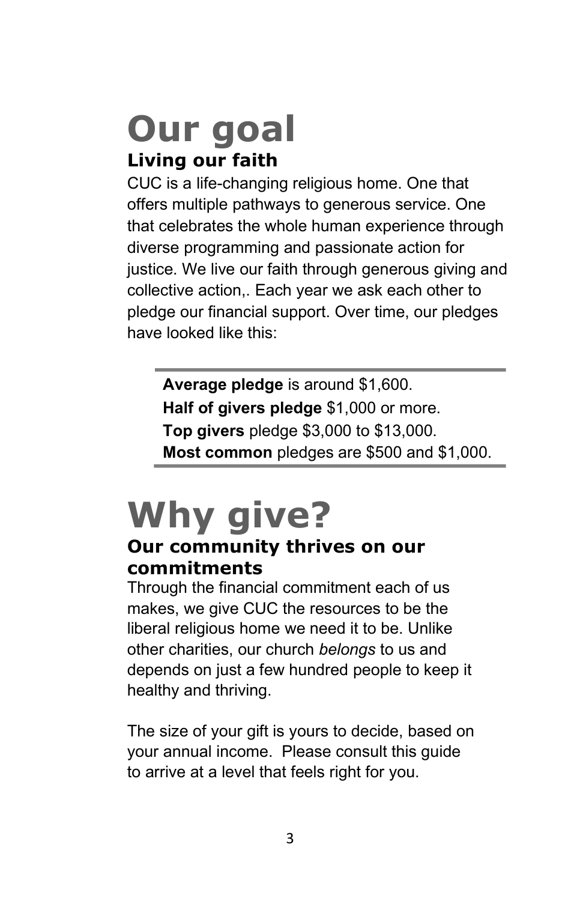# Our goal

## Living our faith

CUC is a life-changing religious home. One that offers multiple pathways to generous service. One that celebrates the whole human experience through diverse programming and passionate action for justice. We live our faith through generous giving and collective action,. Each year we ask each other to pledge our financial support. Over time, our pledges have looked like this:

**Average pledge** is around $1,600.
**Half of givers pledge** $1,000 or more.
**Top givers** pledge $3,000 to $13,000.
**Most common** pledges are $500 and $1,000.

# Why give?

## Our community thrives on our commitments

Through the financial commitment each of us makes, we give CUC the resources to be the liberal religious home we need it to be. Unlike other charities, our church *belongs* to us and depends on just a few hundred people to keep it healthy and thriving.

The size of your gift is yours to decide, based on your annual income. Please consult this guide to arrive at a level that feels right for you.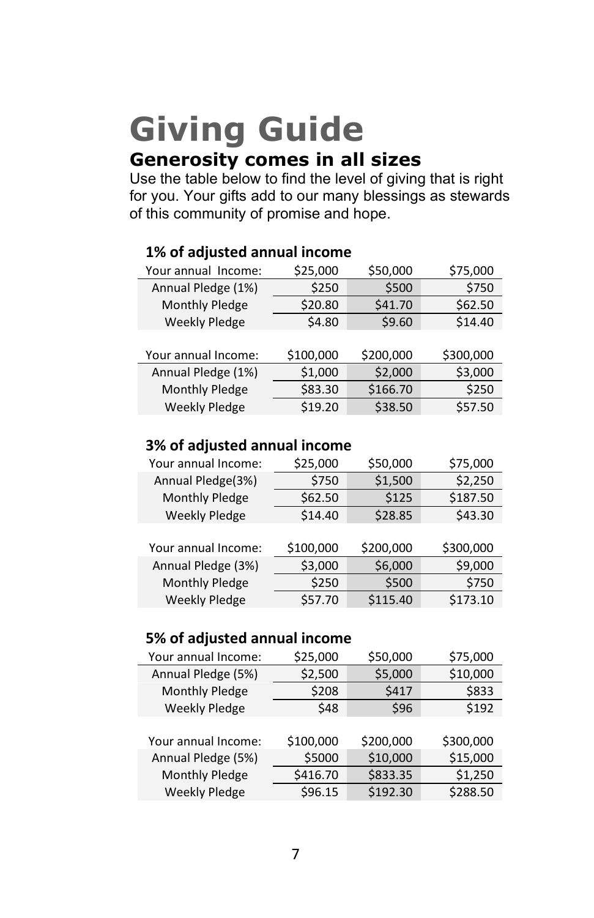# Giving Guide

## Generosity comes in all sizes

Use the table below to find the level of giving that is right for you. Your gifts add to our many blessings as stewards of this community of promise and hope.

### 1% of adjusted annual income

| Your annual Income: | $25,000 | $50,000 | $75,000 |
|---|---|---|---|
| Annual Pledge (1%) | $250 | $500 | $750 |
| Monthly Pledge | $20.80 | $41.70 | $62.50 |
| Weekly Pledge | $4.80 | $9.60 | $14.40 |

| Your annual Income: | $100,000 | $200,000 | $300,000 |
|---|---|---|---|
| Annual Pledge (1%) | $1,000 | $2,000 | $3,000 |
| Monthly Pledge | $83.30 | $166.70 | $250 |
| Weekly Pledge | $19.20 | $38.50 | $57.50 |

### 3% of adjusted annual income

| Your annual Income: | $25,000 | $50,000 | $75,000 |
|---|---|---|---|
| Annual Pledge(3%) | $750 | $1,500 | $2,250 |
| Monthly Pledge | $62.50 | $125 | $187.50 |
| Weekly Pledge | $14.40 | $28.85 | $43.30 |

| Your annual Income: | $100,000 | $200,000 | $300,000 |
|---|---|---|---|
| Annual Pledge (3%) | $3,000 | $6,000 | $9,000 |
| Monthly Pledge | $250 | $500 | $750 |
| Weekly Pledge | $57.70 | $115.40 | $173.10 |

### 5% of adjusted annual income

| Your annual Income: | $25,000 | $50,000 | $75,000 |
|---|---|---|---|
| Annual Pledge (5%) | $2,500 | $5,000 | $10,000 |
| Monthly Pledge | $208 | $417 | $833 |
| Weekly Pledge | $48 | $96 | $192 |

| Your annual Income: | $100,000 | $200,000 | $300,000 |
|---|---|---|---|
| Annual Pledge (5%) | $5000 | $10,000 | $15,000 |
| Monthly Pledge | $416.70 | $833.35 | $1,250 |
| Weekly Pledge | $96.15 | $192.30 | $288.50 |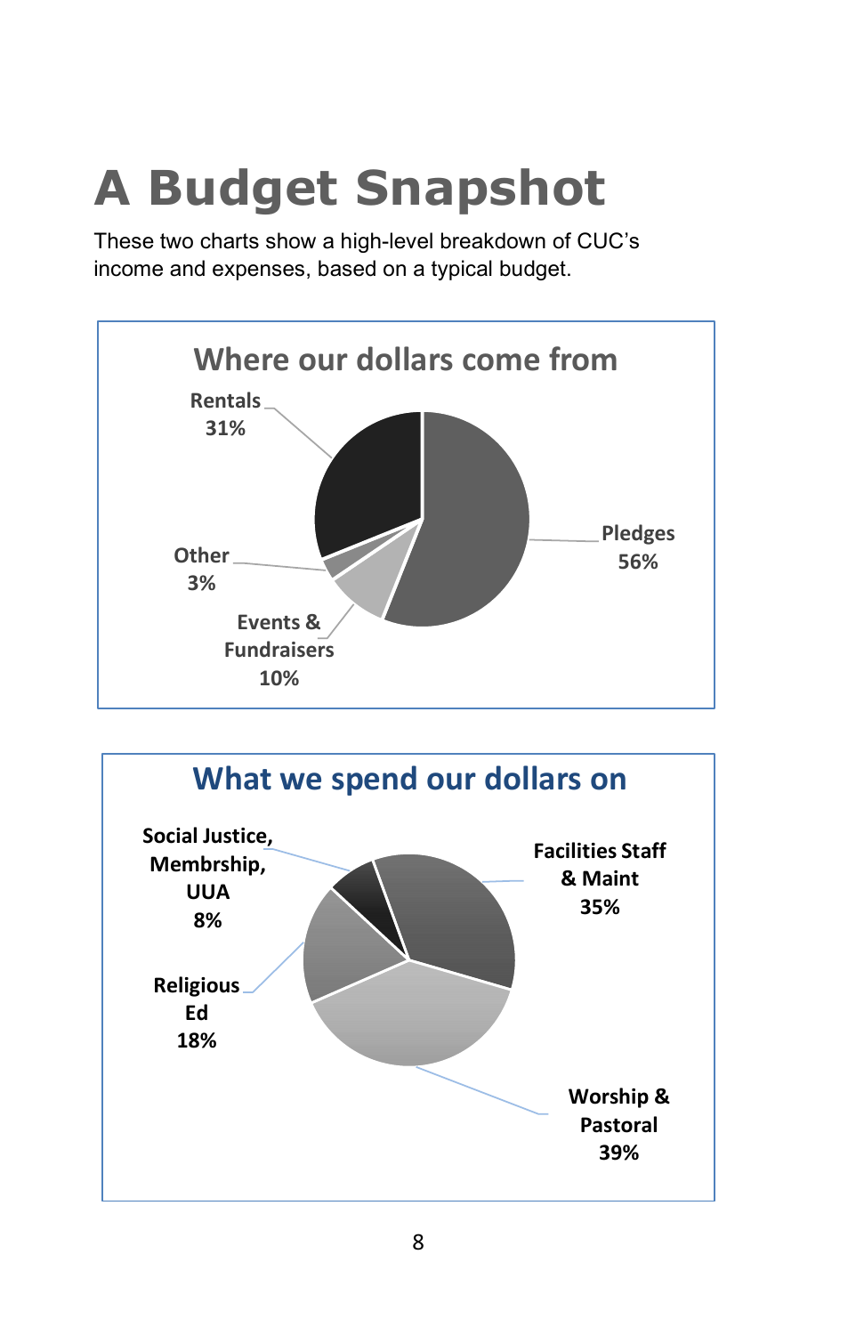# A Budget Snapshot

These two charts show a high-level breakdown of CUC's income and expenses, based on a typical budget.

**Where our dollars come from**

Rentals 31%

Pledges 56%

Other 3%

Events & Fundraisers 10%

**What we spend our dollars on**

Social Justice, Membrship, UUA 8%

Facilities Staff & Maint 35%

Religious Ed 18%

Worship & Pastoral 39%